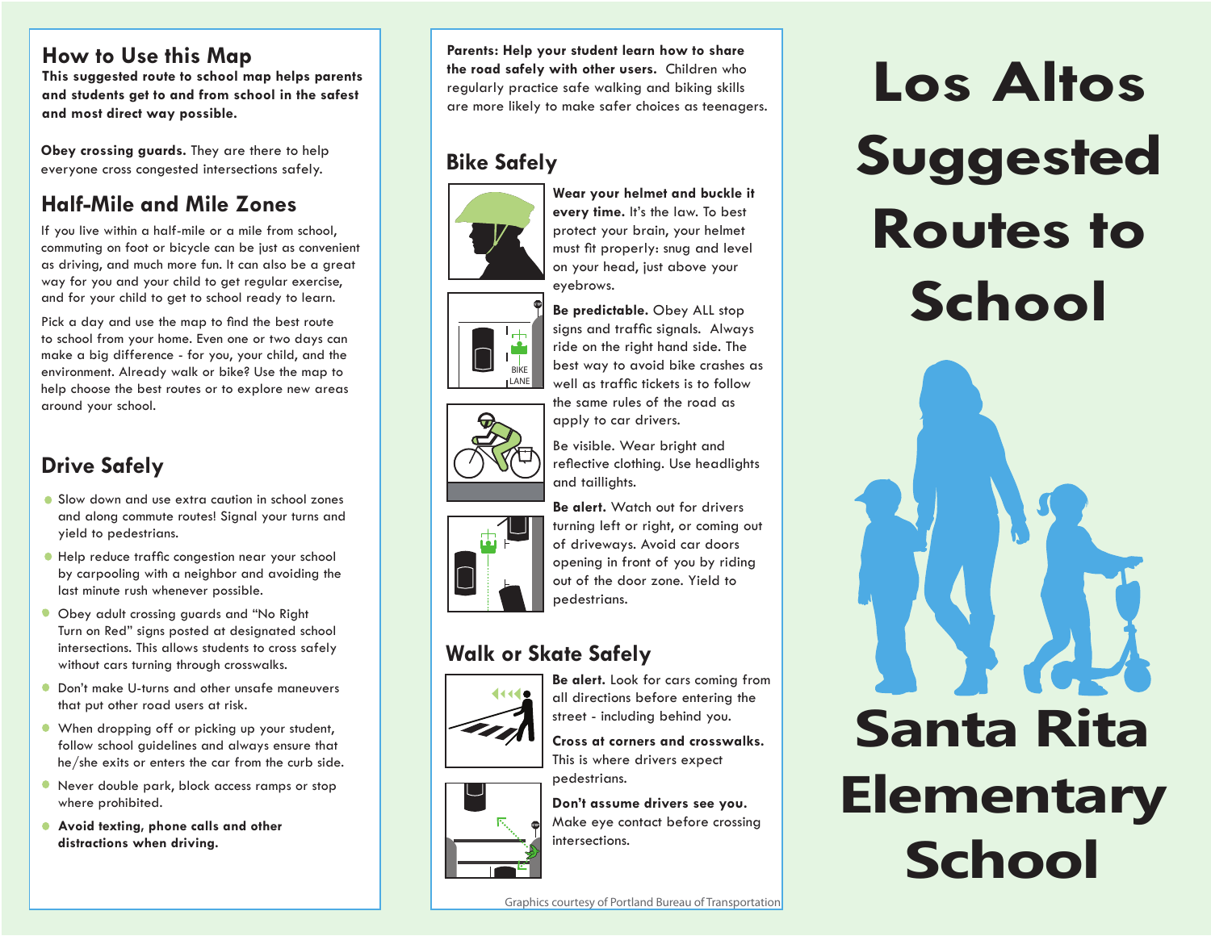# Los Altos Suggested Routes to School

# Santa Rita Elementary School

## How to Use this Map

**This suggested route to school map helps parents and students get to and from school in the safest and most direct way possible.**

**Obey crossing guards.** They are there to help everyone cross congested intersections safely.

## Half-Mile and Mile Zones

If you live within a half-mile or a mile from school, commuting on foot or bicycle can be just as convenient as driving, and much more fun. It can also be a great way for you and your child to get regular exercise, and for your child to get to school ready to learn.

Pick a day and use the map to find the best route to school from your home. Even one or two days can make a big difference - for you, your child, and the environment. Already walk or bike? Use the map to help choose the best routes or to explore new areas around your school.

## Drive Safely

- Slow down and use extra caution in school zones and along commute routes! Signal your turns and yield to pedestrians.
- Help reduce traffic congestion near your school by carpooling with a neighbor and avoiding the last minute rush whenever possible.
- Obey adult crossing guards and "No Right Turn on Red" signs posted at designated school intersections. This allows students to cross safely without cars turning through crosswalks.
- Don't make U-turns and other unsafe maneuvers that put other road users at risk.
- When dropping off or picking up your student, follow school guidelines and always ensure that he/she exits or enters the car from the curb side.
- Never double park, block access ramps or stop where prohibited.
- **Avoid texting, phone calls and other distractions when driving.**

**Parents: Help your student learn how to share the road safely with other users.** Children who regularly practice safe walking and biking skills are more likely to make safer choices as teenagers.

## Bike Safely

**Wear your helmet and buckle it every time.** It's the law. To best protect your brain, your helmet must fit properly: snug and level on your head, just above your eyebrows.

**Be predictable.** Obey ALL stop signs and traffic signals. Always ride on the right hand side. The best way to avoid bike crashes as well as traffic tickets is to follow the same rules of the road as apply to car drivers.

Be visible. Wear bright and reflective clothing. Use headlights and taillights.

**Be alert.** Watch out for drivers turning left or right, or coming out of driveways. Avoid car doors opening in front of you by riding out of the door zone. Yield to pedestrians.

## Walk or Skate Safely

**Be alert.** Look for cars coming from all directions before entering the street - including behind you.

**Cross at corners and crosswalks.** This is where drivers expect pedestrians.

**Don't assume drivers see you.** Make eye contact before crossing intersections.

Graphics courtesy of Portland Bureau of Transportation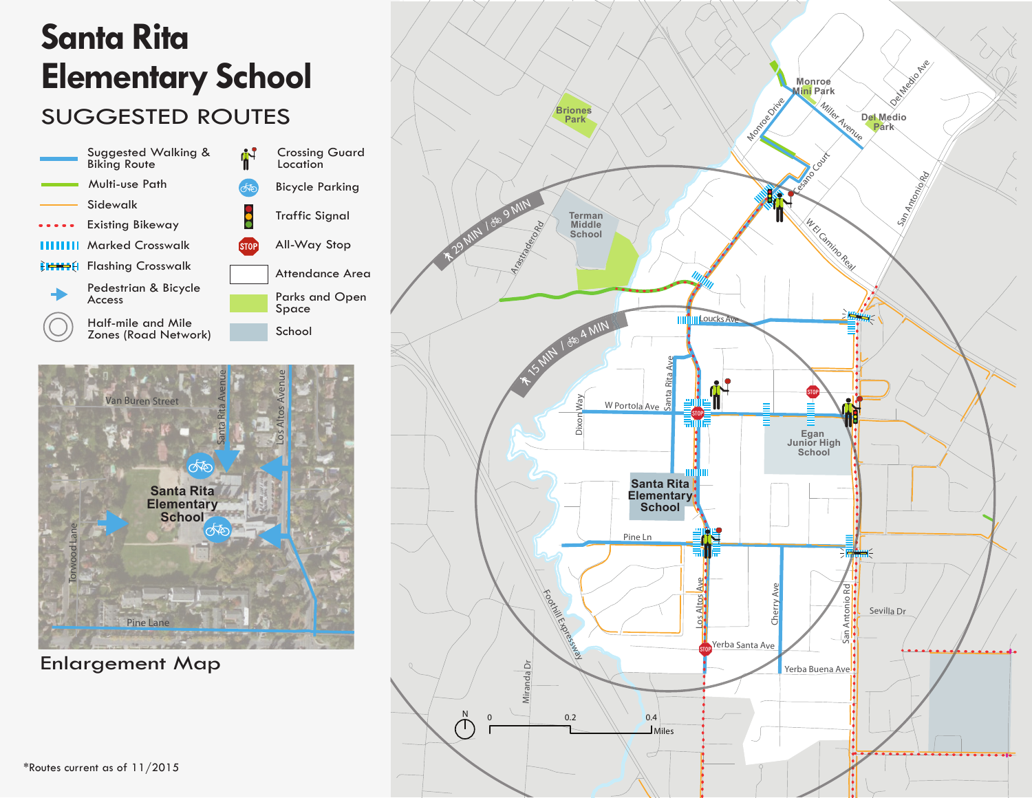# Santa Rita Elementary School

## SUGGESTED ROUTES

- Suggested Walking & Biking Route
- Multi-use Path
- Sidewalk
- Existing Bikeway
- Marked Crosswalk
- Flashing Crosswalk
- Pedestrian & Bicycle Access
- Half-mile and Mile Zones (Road Network)
- Crossing Guard Location
- Bicycle Parking
- Traffic Signal
- All-Way Stop
- Attendance Area
- Parks and Open Space
- School

Van Buren Street
Santa Rita Avenue
Los Altos Avenue
Santa Rita Elementary School
Torwood Lane
Pine Lane

Enlargement Map

Monroe Mini Park
Monroe Drive
Miller Avenue
Del Medio Ave
Del Medio Park
Briones Park
Cesano Court
San Antonio Rd
29 MIN / 9 MIN
Arastradero Rd
Terman Middle School
W El Camino Real
Loucks Ave
15 MIN / 4 MIN
Santa Rita Ave
W Portola Ave
Dixon Way
Egan Junior High School
Santa Rita Elementary School
Pine Ln
Foothill Expressway
Los Altos Ave
Cherry Ave
San Antonio Rd
Sevilla Dr
Yerba Santa Ave
Yerba Buena Ave
Miranda Dr

0 0.2 0.4 Miles

*Routes current as of 11/2015